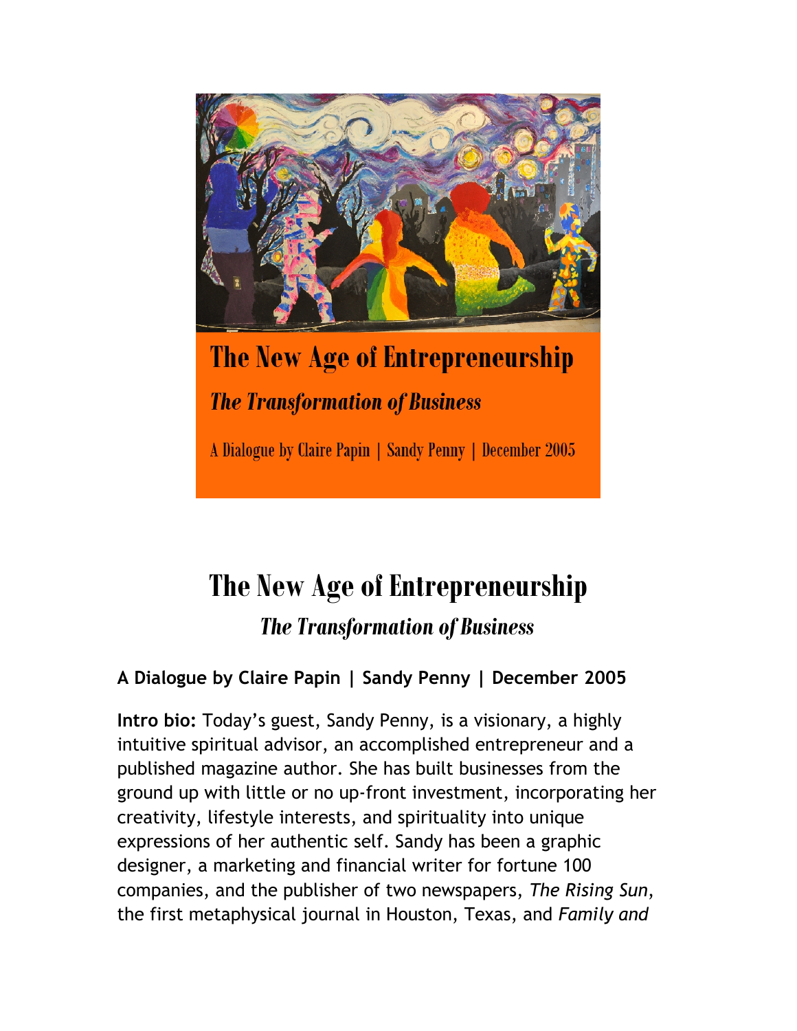The New Age of Entrepreneurship

*The Transformation of Business*

A Dialogue by Claire Papin | Sandy Penny | December 2005

# The New Age of Entrepreneurship

## *The Transformation of Business*

**A Dialogue by Claire Papin | Sandy Penny | December 2005**

**Intro bio:** Today's guest, Sandy Penny, is a visionary, a highly intuitive spiritual advisor, an accomplished entrepreneur and a published magazine author. She has built businesses from the ground up with little or no up-front investment, incorporating her creativity, lifestyle interests, and spirituality into unique expressions of her authentic self. Sandy has been a graphic designer, a marketing and financial writer for fortune 100 companies, and the publisher of two newspapers, *The Rising Sun*, the first metaphysical journal in Houston, Texas, and *Family and*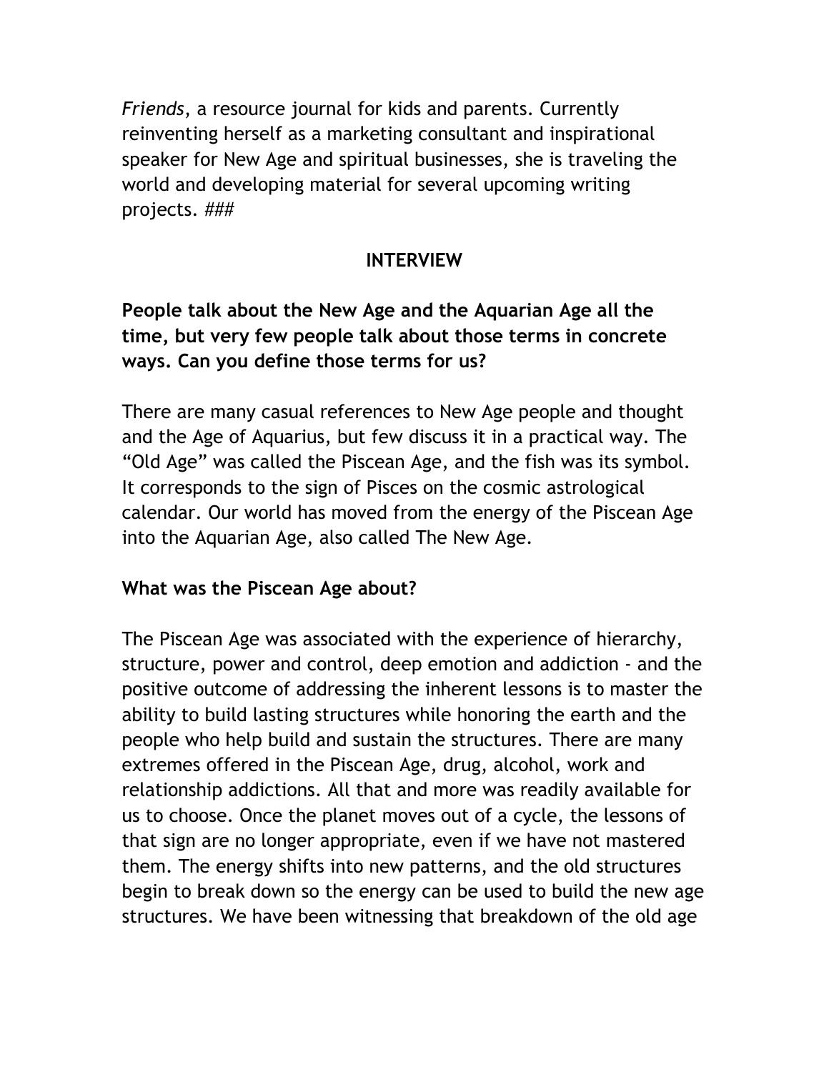*Friends*, a resource journal for kids and parents. Currently reinventing herself as a marketing consultant and inspirational speaker for New Age and spiritual businesses, she is traveling the world and developing material for several upcoming writing projects. ###

## INTERVIEW

**People talk about the New Age and the Aquarian Age all the time, but very few people talk about those terms in concrete ways. Can you define those terms for us?**

There are many casual references to New Age people and thought and the Age of Aquarius, but few discuss it in a practical way. The "Old Age" was called the Piscean Age, and the fish was its symbol. It corresponds to the sign of Pisces on the cosmic astrological calendar. Our world has moved from the energy of the Piscean Age into the Aquarian Age, also called The New Age.

**What was the Piscean Age about?**

The Piscean Age was associated with the experience of hierarchy, structure, power and control, deep emotion and addiction - and the positive outcome of addressing the inherent lessons is to master the ability to build lasting structures while honoring the earth and the people who help build and sustain the structures. There are many extremes offered in the Piscean Age, drug, alcohol, work and relationship addictions. All that and more was readily available for us to choose. Once the planet moves out of a cycle, the lessons of that sign are no longer appropriate, even if we have not mastered them. The energy shifts into new patterns, and the old structures begin to break down so the energy can be used to build the new age structures. We have been witnessing that breakdown of the old age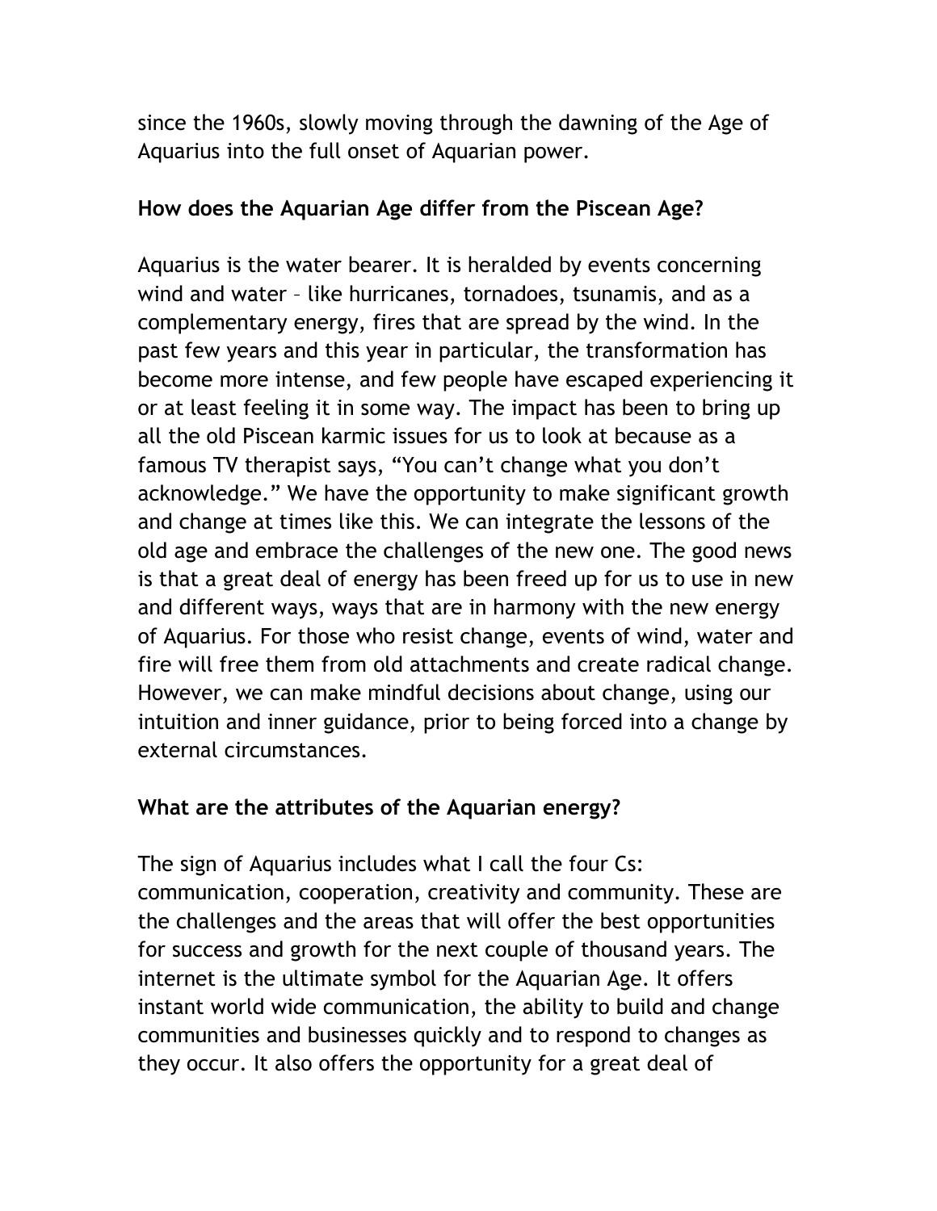since the 1960s, slowly moving through the dawning of the Age of Aquarius into the full onset of Aquarian power.

**How does the Aquarian Age differ from the Piscean Age?**

Aquarius is the water bearer. It is heralded by events concerning wind and water – like hurricanes, tornadoes, tsunamis, and as a complementary energy, fires that are spread by the wind. In the past few years and this year in particular, the transformation has become more intense, and few people have escaped experiencing it or at least feeling it in some way. The impact has been to bring up all the old Piscean karmic issues for us to look at because as a famous TV therapist says, "You can't change what you don't acknowledge." We have the opportunity to make significant growth and change at times like this. We can integrate the lessons of the old age and embrace the challenges of the new one. The good news is that a great deal of energy has been freed up for us to use in new and different ways, ways that are in harmony with the new energy of Aquarius. For those who resist change, events of wind, water and fire will free them from old attachments and create radical change. However, we can make mindful decisions about change, using our intuition and inner guidance, prior to being forced into a change by external circumstances.

**What are the attributes of the Aquarian energy?**

The sign of Aquarius includes what I call the four Cs: communication, cooperation, creativity and community. These are the challenges and the areas that will offer the best opportunities for success and growth for the next couple of thousand years. The internet is the ultimate symbol for the Aquarian Age. It offers instant world wide communication, the ability to build and change communities and businesses quickly and to respond to changes as they occur. It also offers the opportunity for a great deal of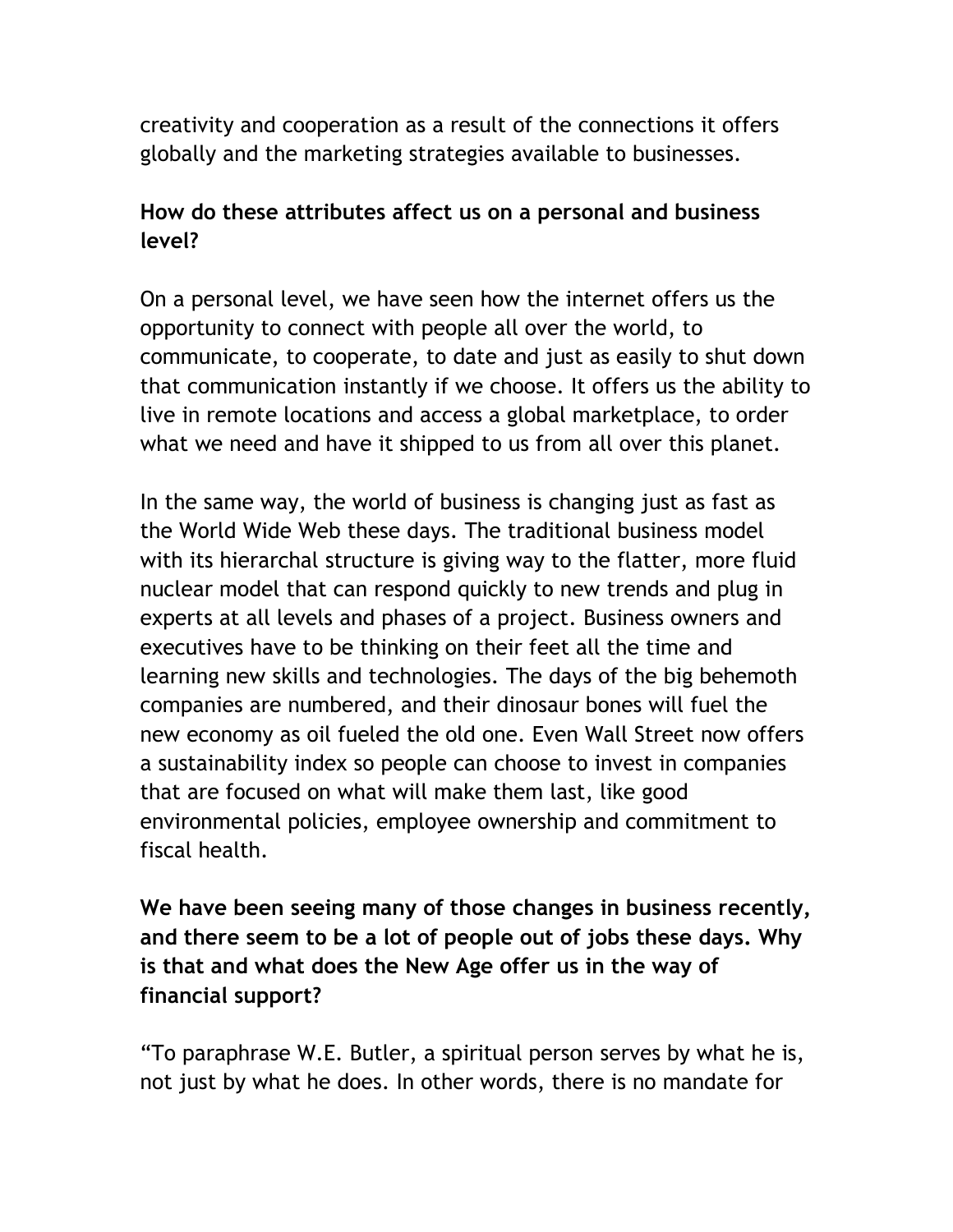creativity and cooperation as a result of the connections it offers globally and the marketing strategies available to businesses.

**How do these attributes affect us on a personal and business level?**

On a personal level, we have seen how the internet offers us the opportunity to connect with people all over the world, to communicate, to cooperate, to date and just as easily to shut down that communication instantly if we choose. It offers us the ability to live in remote locations and access a global marketplace, to order what we need and have it shipped to us from all over this planet.

In the same way, the world of business is changing just as fast as the World Wide Web these days. The traditional business model with its hierarchal structure is giving way to the flatter, more fluid nuclear model that can respond quickly to new trends and plug in experts at all levels and phases of a project. Business owners and executives have to be thinking on their feet all the time and learning new skills and technologies. The days of the big behemoth companies are numbered, and their dinosaur bones will fuel the new economy as oil fueled the old one. Even Wall Street now offers a sustainability index so people can choose to invest in companies that are focused on what will make them last, like good environmental policies, employee ownership and commitment to fiscal health.

**We have been seeing many of those changes in business recently, and there seem to be a lot of people out of jobs these days. Why is that and what does the New Age offer us in the way of financial support?**

"To paraphrase W.E. Butler, a spiritual person serves by what he is, not just by what he does. In other words, there is no mandate for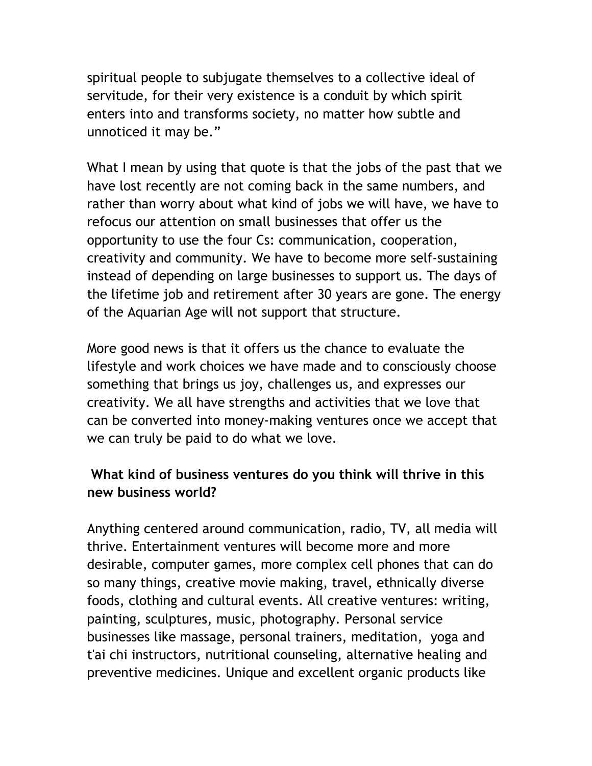spiritual people to subjugate themselves to a collective ideal of servitude, for their very existence is a conduit by which spirit enters into and transforms society, no matter how subtle and unnoticed it may be."

What I mean by using that quote is that the jobs of the past that we have lost recently are not coming back in the same numbers, and rather than worry about what kind of jobs we will have, we have to refocus our attention on small businesses that offer us the opportunity to use the four Cs: communication, cooperation, creativity and community. We have to become more self-sustaining instead of depending on large businesses to support us. The days of the lifetime job and retirement after 30 years are gone. The energy of the Aquarian Age will not support that structure.

More good news is that it offers us the chance to evaluate the lifestyle and work choices we have made and to consciously choose something that brings us joy, challenges us, and expresses our creativity. We all have strengths and activities that we love that can be converted into money-making ventures once we accept that we can truly be paid to do what we love.

**What kind of business ventures do you think will thrive in this new business world?**

Anything centered around communication, radio, TV, all media will thrive. Entertainment ventures will become more and more desirable, computer games, more complex cell phones that can do so many things, creative movie making, travel, ethnically diverse foods, clothing and cultural events. All creative ventures: writing, painting, sculptures, music, photography. Personal service businesses like massage, personal trainers, meditation, yoga and t'ai chi instructors, nutritional counseling, alternative healing and preventive medicines. Unique and excellent organic products like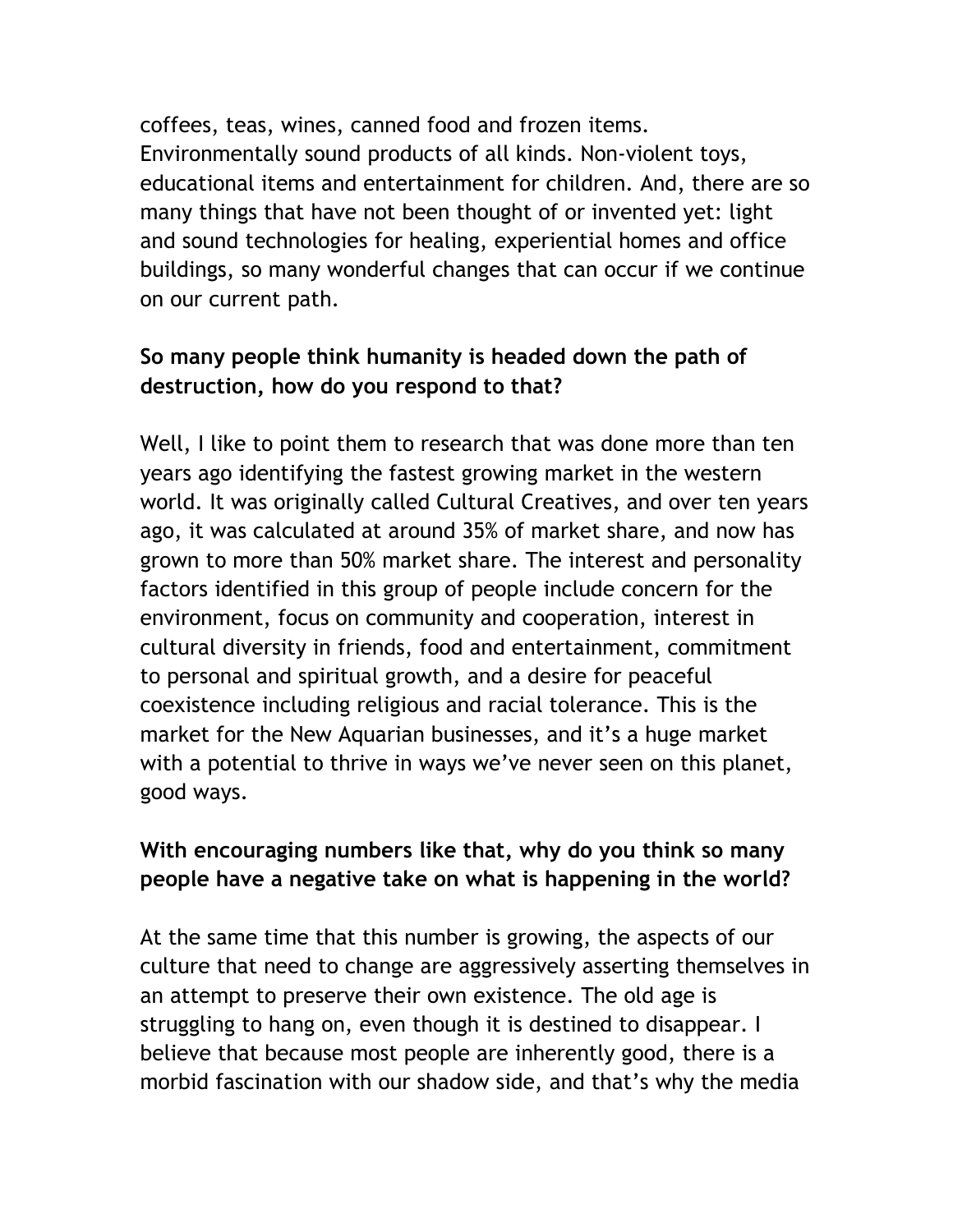coffees, teas, wines, canned food and frozen items. Environmentally sound products of all kinds. Non-violent toys, educational items and entertainment for children. And, there are so many things that have not been thought of or invented yet: light and sound technologies for healing, experiential homes and office buildings, so many wonderful changes that can occur if we continue on our current path.

**So many people think humanity is headed down the path of destruction, how do you respond to that?**

Well, I like to point them to research that was done more than ten years ago identifying the fastest growing market in the western world. It was originally called Cultural Creatives, and over ten years ago, it was calculated at around 35% of market share, and now has grown to more than 50% market share. The interest and personality factors identified in this group of people include concern for the environment, focus on community and cooperation, interest in cultural diversity in friends, food and entertainment, commitment to personal and spiritual growth, and a desire for peaceful coexistence including religious and racial tolerance. This is the market for the New Aquarian businesses, and it's a huge market with a potential to thrive in ways we've never seen on this planet, good ways.

**With encouraging numbers like that, why do you think so many people have a negative take on what is happening in the world?**

At the same time that this number is growing, the aspects of our culture that need to change are aggressively asserting themselves in an attempt to preserve their own existence. The old age is struggling to hang on, even though it is destined to disappear. I believe that because most people are inherently good, there is a morbid fascination with our shadow side, and that's why the media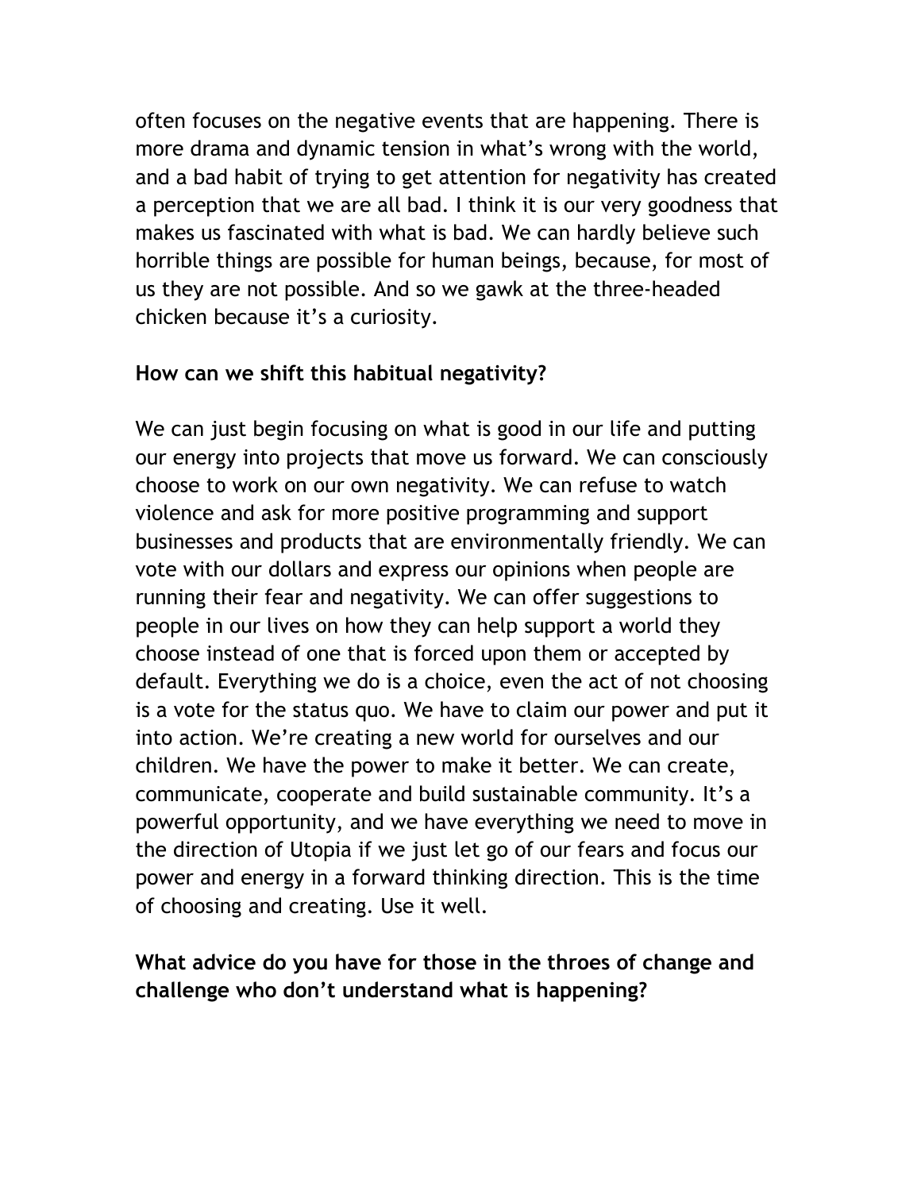often focuses on the negative events that are happening. There is more drama and dynamic tension in what's wrong with the world, and a bad habit of trying to get attention for negativity has created a perception that we are all bad. I think it is our very goodness that makes us fascinated with what is bad. We can hardly believe such horrible things are possible for human beings, because, for most of us they are not possible. And so we gawk at the three-headed chicken because it's a curiosity.

**How can we shift this habitual negativity?**

We can just begin focusing on what is good in our life and putting our energy into projects that move us forward. We can consciously choose to work on our own negativity. We can refuse to watch violence and ask for more positive programming and support businesses and products that are environmentally friendly. We can vote with our dollars and express our opinions when people are running their fear and negativity. We can offer suggestions to people in our lives on how they can help support a world they choose instead of one that is forced upon them or accepted by default. Everything we do is a choice, even the act of not choosing is a vote for the status quo. We have to claim our power and put it into action. We're creating a new world for ourselves and our children. We have the power to make it better. We can create, communicate, cooperate and build sustainable community. It's a powerful opportunity, and we have everything we need to move in the direction of Utopia if we just let go of our fears and focus our power and energy in a forward thinking direction. This is the time of choosing and creating. Use it well.

**What advice do you have for those in the throes of change and challenge who don't understand what is happening?**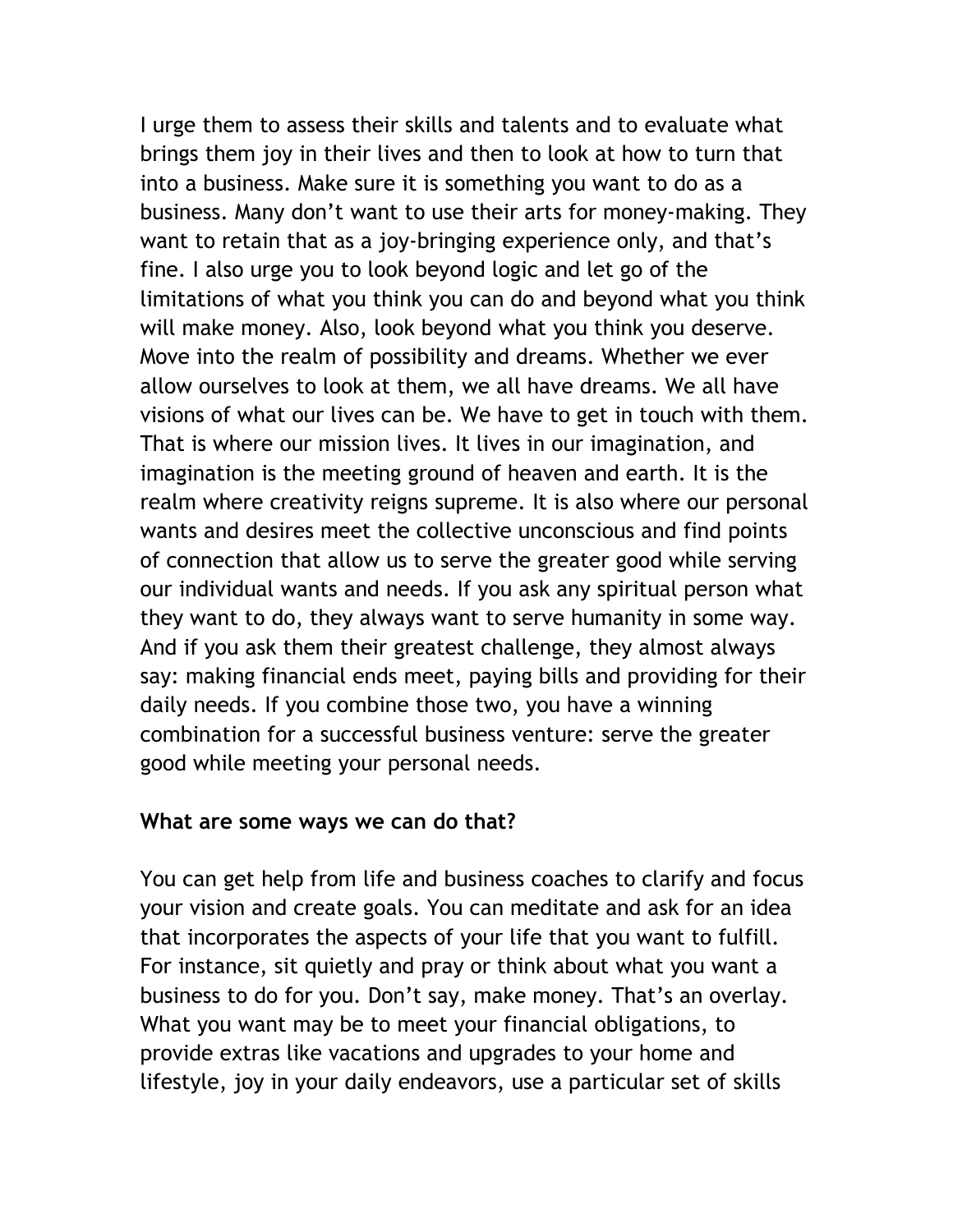I urge them to assess their skills and talents and to evaluate what brings them joy in their lives and then to look at how to turn that into a business. Make sure it is something you want to do as a business. Many don't want to use their arts for money-making. They want to retain that as a joy-bringing experience only, and that's fine. I also urge you to look beyond logic and let go of the limitations of what you think you can do and beyond what you think will make money. Also, look beyond what you think you deserve. Move into the realm of possibility and dreams. Whether we ever allow ourselves to look at them, we all have dreams. We all have visions of what our lives can be. We have to get in touch with them. That is where our mission lives. It lives in our imagination, and imagination is the meeting ground of heaven and earth. It is the realm where creativity reigns supreme. It is also where our personal wants and desires meet the collective unconscious and find points of connection that allow us to serve the greater good while serving our individual wants and needs. If you ask any spiritual person what they want to do, they always want to serve humanity in some way. And if you ask them their greatest challenge, they almost always say: making financial ends meet, paying bills and providing for their daily needs. If you combine those two, you have a winning combination for a successful business venture: serve the greater good while meeting your personal needs.

**What are some ways we can do that?**

You can get help from life and business coaches to clarify and focus your vision and create goals. You can meditate and ask for an idea that incorporates the aspects of your life that you want to fulfill. For instance, sit quietly and pray or think about what you want a business to do for you. Don't say, make money. That's an overlay. What you want may be to meet your financial obligations, to provide extras like vacations and upgrades to your home and lifestyle, joy in your daily endeavors, use a particular set of skills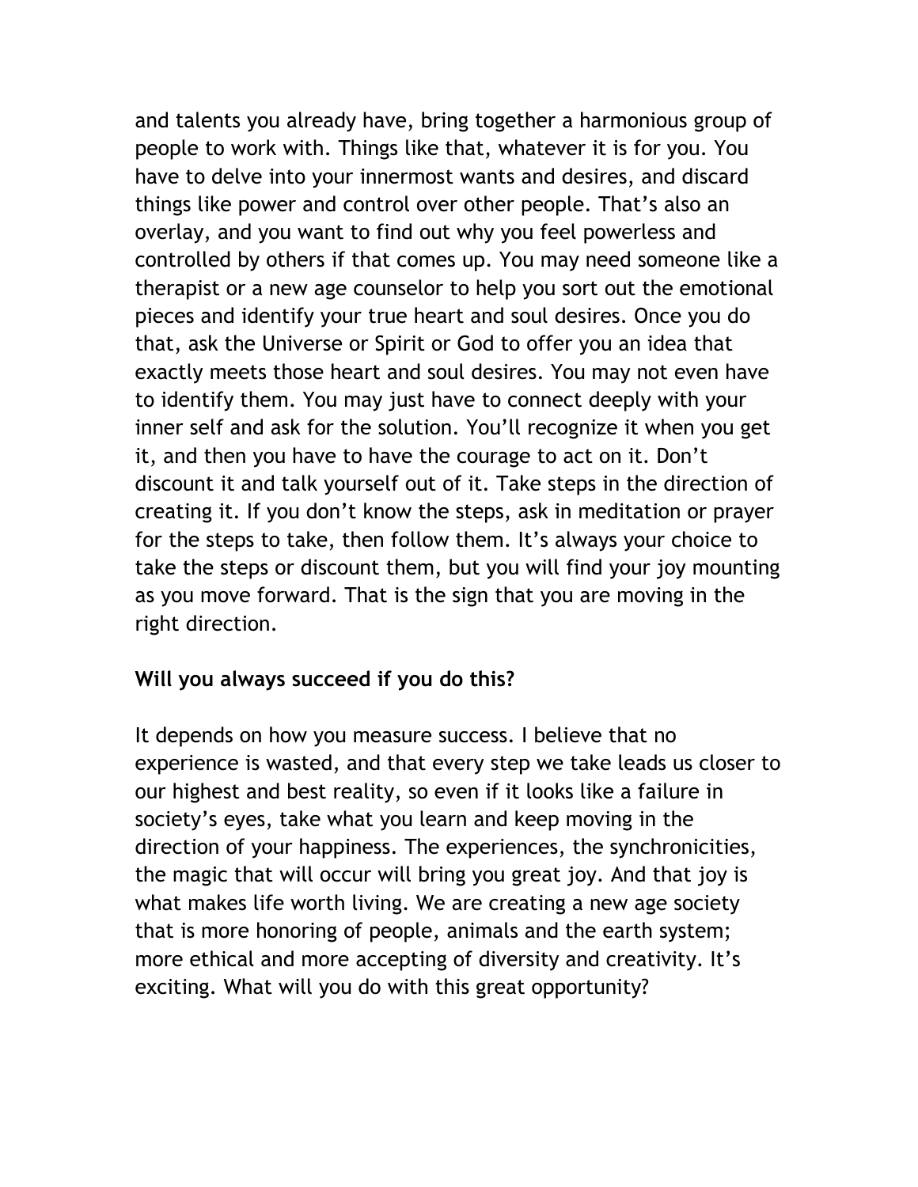and talents you already have, bring together a harmonious group of people to work with. Things like that, whatever it is for you. You have to delve into your innermost wants and desires, and discard things like power and control over other people. That's also an overlay, and you want to find out why you feel powerless and controlled by others if that comes up. You may need someone like a therapist or a new age counselor to help you sort out the emotional pieces and identify your true heart and soul desires. Once you do that, ask the Universe or Spirit or God to offer you an idea that exactly meets those heart and soul desires. You may not even have to identify them. You may just have to connect deeply with your inner self and ask for the solution. You'll recognize it when you get it, and then you have to have the courage to act on it. Don't discount it and talk yourself out of it. Take steps in the direction of creating it. If you don't know the steps, ask in meditation or prayer for the steps to take, then follow them. It's always your choice to take the steps or discount them, but you will find your joy mounting as you move forward. That is the sign that you are moving in the right direction.

**Will you always succeed if you do this?**

It depends on how you measure success. I believe that no experience is wasted, and that every step we take leads us closer to our highest and best reality, so even if it looks like a failure in society's eyes, take what you learn and keep moving in the direction of your happiness. The experiences, the synchronicities, the magic that will occur will bring you great joy. And that joy is what makes life worth living. We are creating a new age society that is more honoring of people, animals and the earth system; more ethical and more accepting of diversity and creativity. It's exciting. What will you do with this great opportunity?